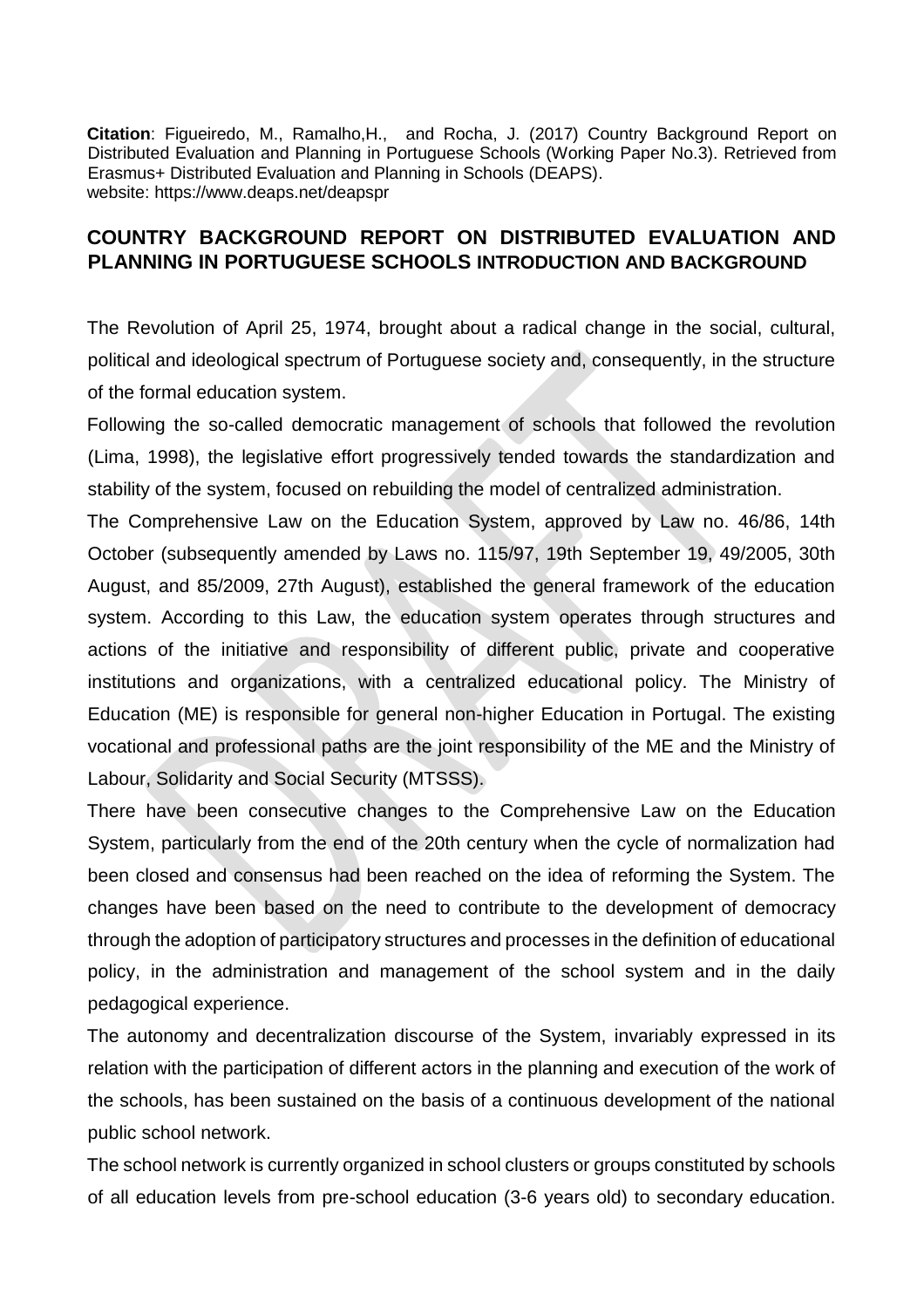**Citation**: Figueiredo, M., Ramalho,H., and Rocha, J. (2017) Country Background Report on Distributed Evaluation and Planning in Portuguese Schools (Working Paper No.3). Retrieved from Erasmus+ Distributed Evaluation and Planning in Schools (DEAPS). website: https://www.deaps.net/deapspr

# COUNTRY BACKGROUND REPORT ON DISTRIBUTED EVALUATION AND PLANNING IN PORTUGUESE SCHOOLS INTRODUCTION AND BACKGROUND

The Revolution of April 25, 1974, brought about a radical change in the social, cultural, political and ideological spectrum of Portuguese society and, consequently, in the structure of the formal education system.

Following the so-called democratic management of schools that followed the revolution (Lima, 1998), the legislative effort progressively tended towards the standardization and stability of the system, focused on rebuilding the model of centralized administration.

The Comprehensive Law on the Education System, approved by Law no. 46/86, 14th October (subsequently amended by Laws no. 115/97, 19th September 19, 49/2005, 30th August, and 85/2009, 27th August), established the general framework of the education system. According to this Law, the education system operates through structures and actions of the initiative and responsibility of different public, private and cooperative institutions and organizations, with a centralized educational policy. The Ministry of Education (ME) is responsible for general non-higher Education in Portugal. The existing vocational and professional paths are the joint responsibility of the ME and the Ministry of Labour, Solidarity and Social Security (MTSSS).

There have been consecutive changes to the Comprehensive Law on the Education System, particularly from the end of the 20th century when the cycle of normalization had been closed and consensus had been reached on the idea of reforming the System. The changes have been based on the need to contribute to the development of democracy through the adoption of participatory structures and processes in the definition of educational policy, in the administration and management of the school system and in the daily pedagogical experience.

The autonomy and decentralization discourse of the System, invariably expressed in its relation with the participation of different actors in the planning and execution of the work of the schools, has been sustained on the basis of a continuous development of the national public school network.

The school network is currently organized in school clusters or groups constituted by schools of all education levels from pre-school education (3-6 years old) to secondary education.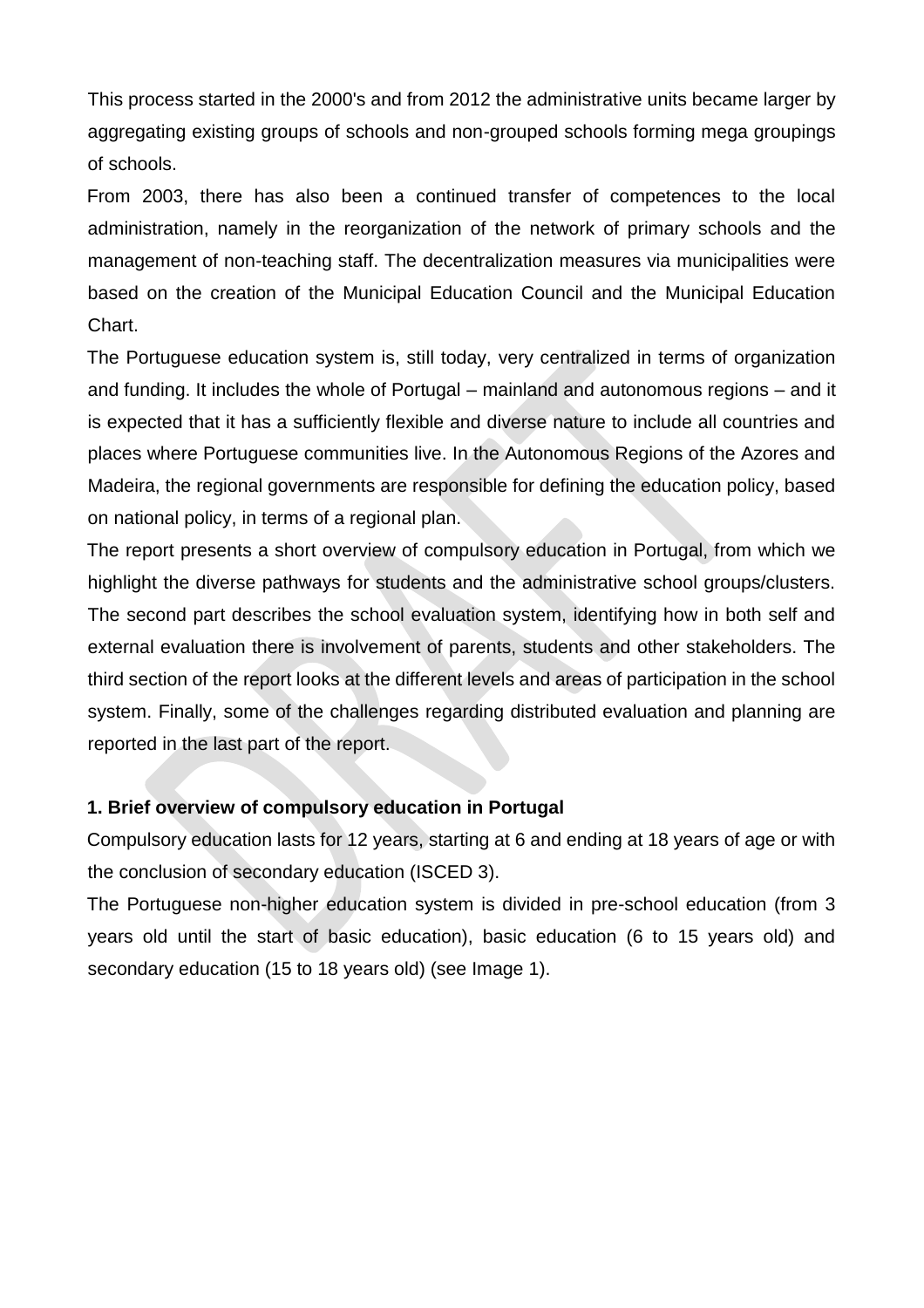This process started in the 2000's and from 2012 the administrative units became larger by aggregating existing groups of schools and non-grouped schools forming mega groupings of schools.

From 2003, there has also been a continued transfer of competences to the local administration, namely in the reorganization of the network of primary schools and the management of non-teaching staff. The decentralization measures via municipalities were based on the creation of the Municipal Education Council and the Municipal Education Chart.

The Portuguese education system is, still today, very centralized in terms of organization and funding. It includes the whole of Portugal – mainland and autonomous regions – and it is expected that it has a sufficiently flexible and diverse nature to include all countries and places where Portuguese communities live. In the Autonomous Regions of the Azores and Madeira, the regional governments are responsible for defining the education policy, based on national policy, in terms of a regional plan.

The report presents a short overview of compulsory education in Portugal, from which we highlight the diverse pathways for students and the administrative school groups/clusters. The second part describes the school evaluation system, identifying how in both self and external evaluation there is involvement of parents, students and other stakeholders. The third section of the report looks at the different levels and areas of participation in the school system. Finally, some of the challenges regarding distributed evaluation and planning are reported in the last part of the report.

**1. Brief overview of compulsory education in Portugal**

Compulsory education lasts for 12 years, starting at 6 and ending at 18 years of age or with the conclusion of secondary education (ISCED 3).

The Portuguese non-higher education system is divided in pre-school education (from 3 years old until the start of basic education), basic education (6 to 15 years old) and secondary education (15 to 18 years old) (see Image 1).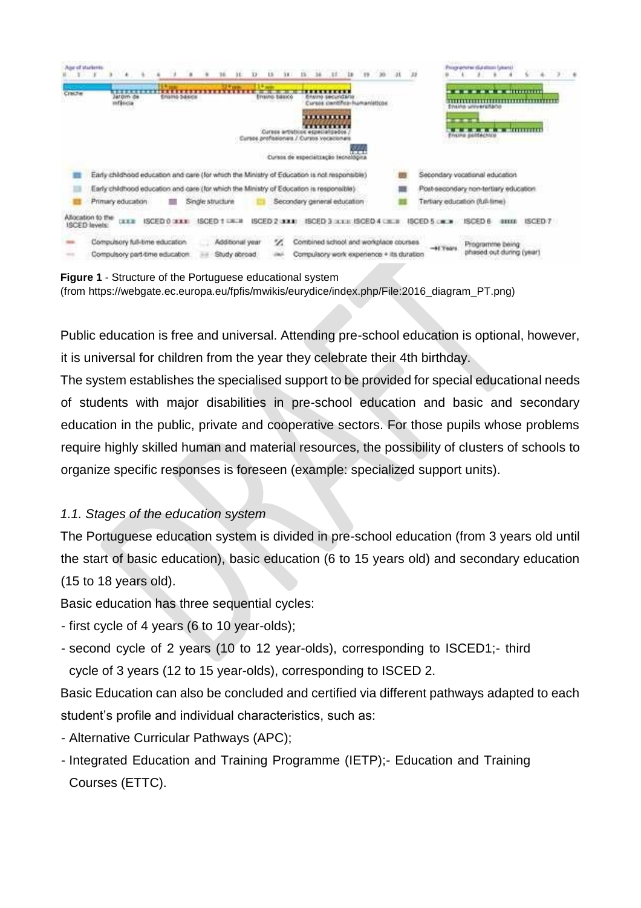**Figure 1** - Structure of the Portuguese educational system
(from https://webgate.ec.europa.eu/fpfis/mwikis/eurydice/index.php/File:2016_diagram_PT.png)

Public education is free and universal. Attending pre-school education is optional, however, it is universal for children from the year they celebrate their 4th birthday.

The system establishes the specialised support to be provided for special educational needs of students with major disabilities in pre-school education and basic and secondary education in the public, private and cooperative sectors. For those pupils whose problems require highly skilled human and material resources, the possibility of clusters of schools to organize specific responses is foreseen (example: specialized support units).

### *1.1. Stages of the education system*

The Portuguese education system is divided in pre-school education (from 3 years old until the start of basic education), basic education (6 to 15 years old) and secondary education (15 to 18 years old).

Basic education has three sequential cycles:

- first cycle of 4 years (6 to 10 year-olds);
- second cycle of 2 years (10 to 12 year-olds), corresponding to ISCED1;- third cycle of 3 years (12 to 15 year-olds), corresponding to ISCED 2.

Basic Education can also be concluded and certified via different pathways adapted to each student's profile and individual characteristics, such as:

- Alternative Curricular Pathways (APC);
- Integrated Education and Training Programme (IETP);- Education and Training Courses (ETTC).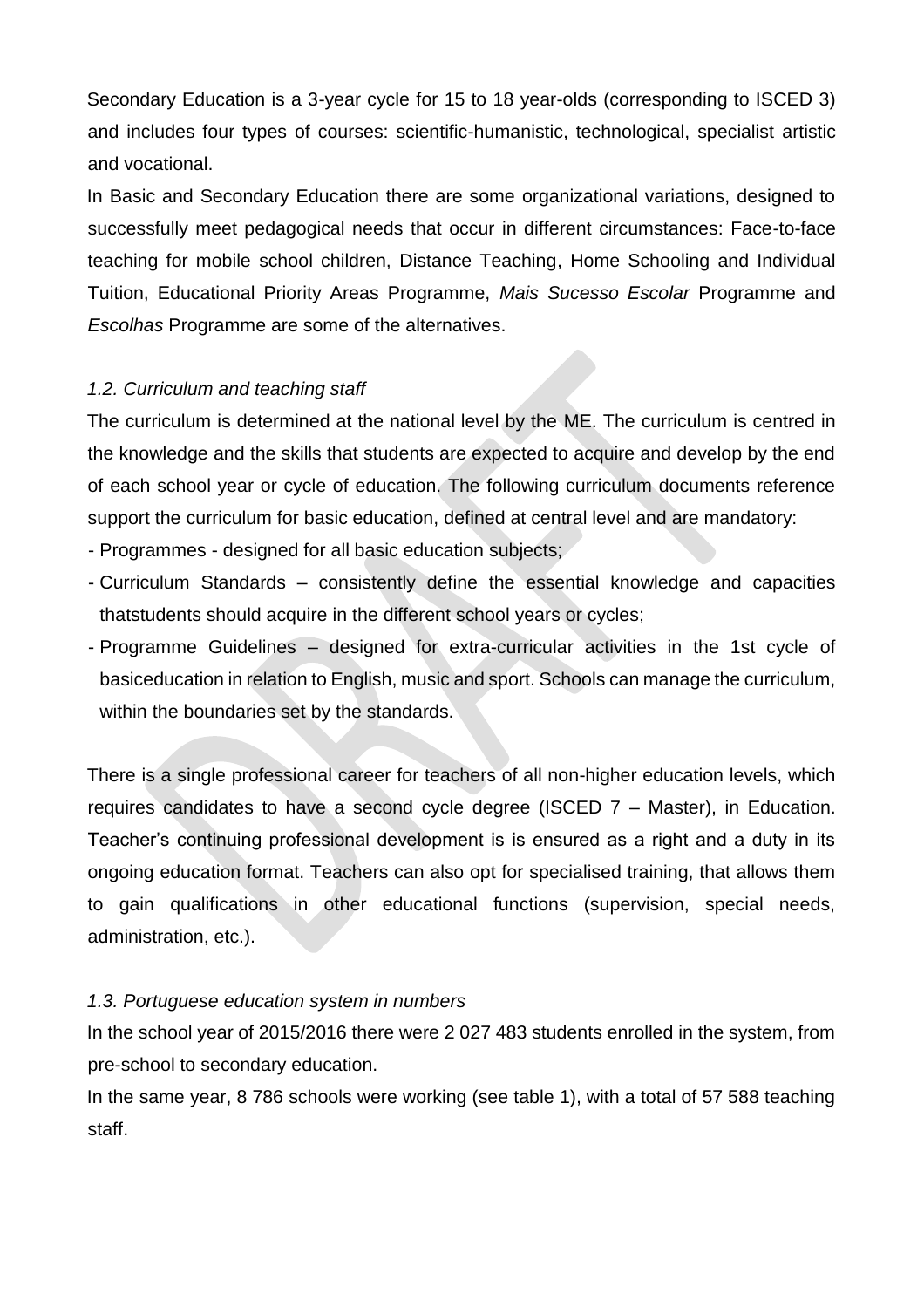Secondary Education is a 3-year cycle for 15 to 18 year-olds (corresponding to ISCED 3) and includes four types of courses: scientific-humanistic, technological, specialist artistic and vocational.

In Basic and Secondary Education there are some organizational variations, designed to successfully meet pedagogical needs that occur in different circumstances: Face-to-face teaching for mobile school children, Distance Teaching, Home Schooling and Individual Tuition, Educational Priority Areas Programme, *Mais Sucesso Escolar* Programme and *Escolhas* Programme are some of the alternatives.

### *1.2. Curriculum and teaching staff*

The curriculum is determined at the national level by the ME. The curriculum is centred in the knowledge and the skills that students are expected to acquire and develop by the end of each school year or cycle of education. The following curriculum documents reference support the curriculum for basic education, defined at central level and are mandatory:

- Programmes - designed for all basic education subjects;
- Curriculum Standards – consistently define the essential knowledge and capacities thatstudents should acquire in the different school years or cycles;
- Programme Guidelines – designed for extra-curricular activities in the 1st cycle of basiceducation in relation to English, music and sport. Schools can manage the curriculum, within the boundaries set by the standards.

There is a single professional career for teachers of all non-higher education levels, which requires candidates to have a second cycle degree (ISCED 7 – Master), in Education. Teacher's continuing professional development is is ensured as a right and a duty in its ongoing education format. Teachers can also opt for specialised training, that allows them to gain qualifications in other educational functions (supervision, special needs, administration, etc.).

### *1.3. Portuguese education system in numbers*

In the school year of 2015/2016 there were 2 027 483 students enrolled in the system, from pre-school to secondary education.

In the same year, 8 786 schools were working (see table 1), with a total of 57 588 teaching staff.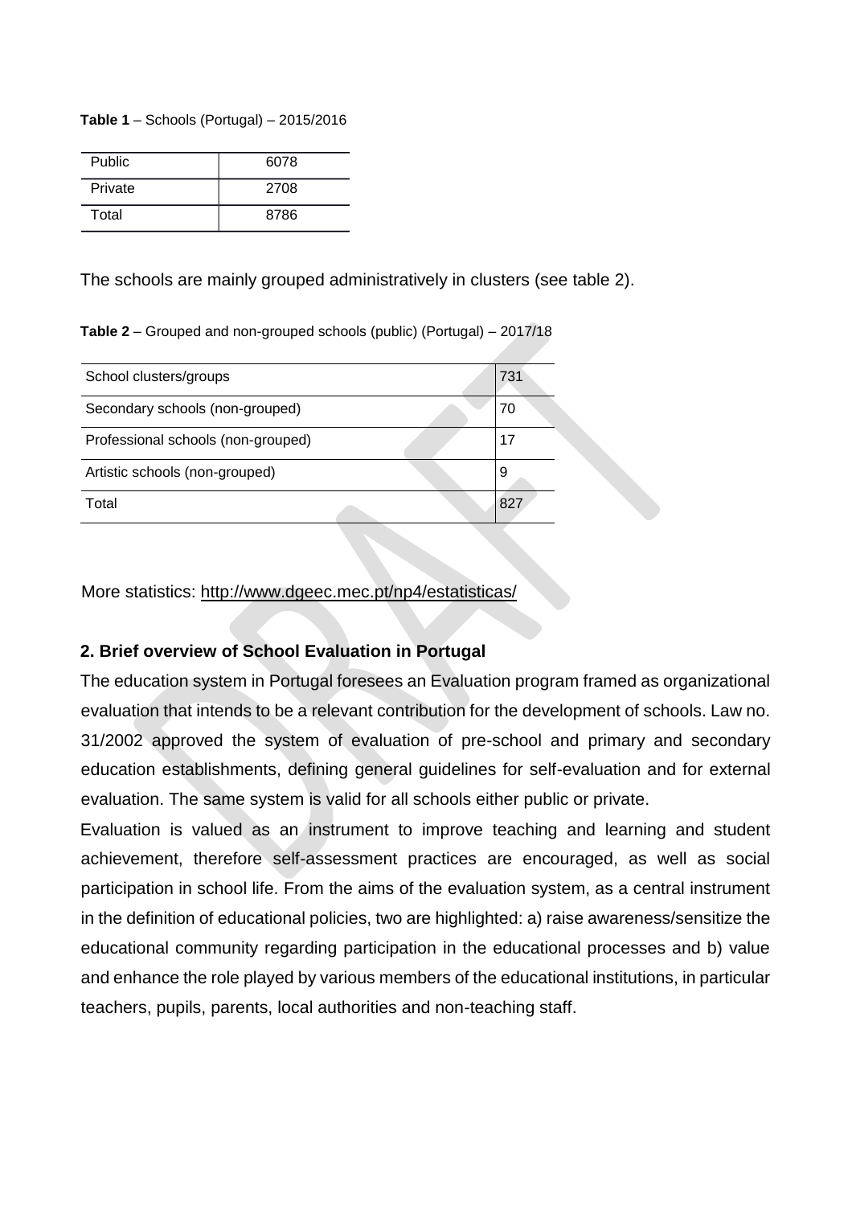**Table 1** – Schools (Portugal) – 2015/2016

| | |
|---|---|
| Public | 6078 |
| Private | 2708 |
| Total | 8786 |

The schools are mainly grouped administratively in clusters (see table 2).

**Table 2** – Grouped and non-grouped schools (public) (Portugal) – 2017/18

| | |
|---|---|
| School clusters/groups | 731 |
| Secondary schools (non-grouped) | 70 |
| Professional schools (non-grouped) | 17 |
| Artistic schools (non-grouped) | 9 |
| Total | 827 |

More statistics: http://www.dgeec.mec.pt/np4/estatisticas/

## 2. Brief overview of School Evaluation in Portugal

The education system in Portugal foresees an Evaluation program framed as organizational evaluation that intends to be a relevant contribution for the development of schools. Law no. 31/2002 approved the system of evaluation of pre-school and primary and secondary education establishments, defining general guidelines for self-evaluation and for external evaluation. The same system is valid for all schools either public or private.

Evaluation is valued as an instrument to improve teaching and learning and student achievement, therefore self-assessment practices are encouraged, as well as social participation in school life. From the aims of the evaluation system, as a central instrument in the definition of educational policies, two are highlighted: a) raise awareness/sensitize the educational community regarding participation in the educational processes and b) value and enhance the role played by various members of the educational institutions, in particular teachers, pupils, parents, local authorities and non-teaching staff.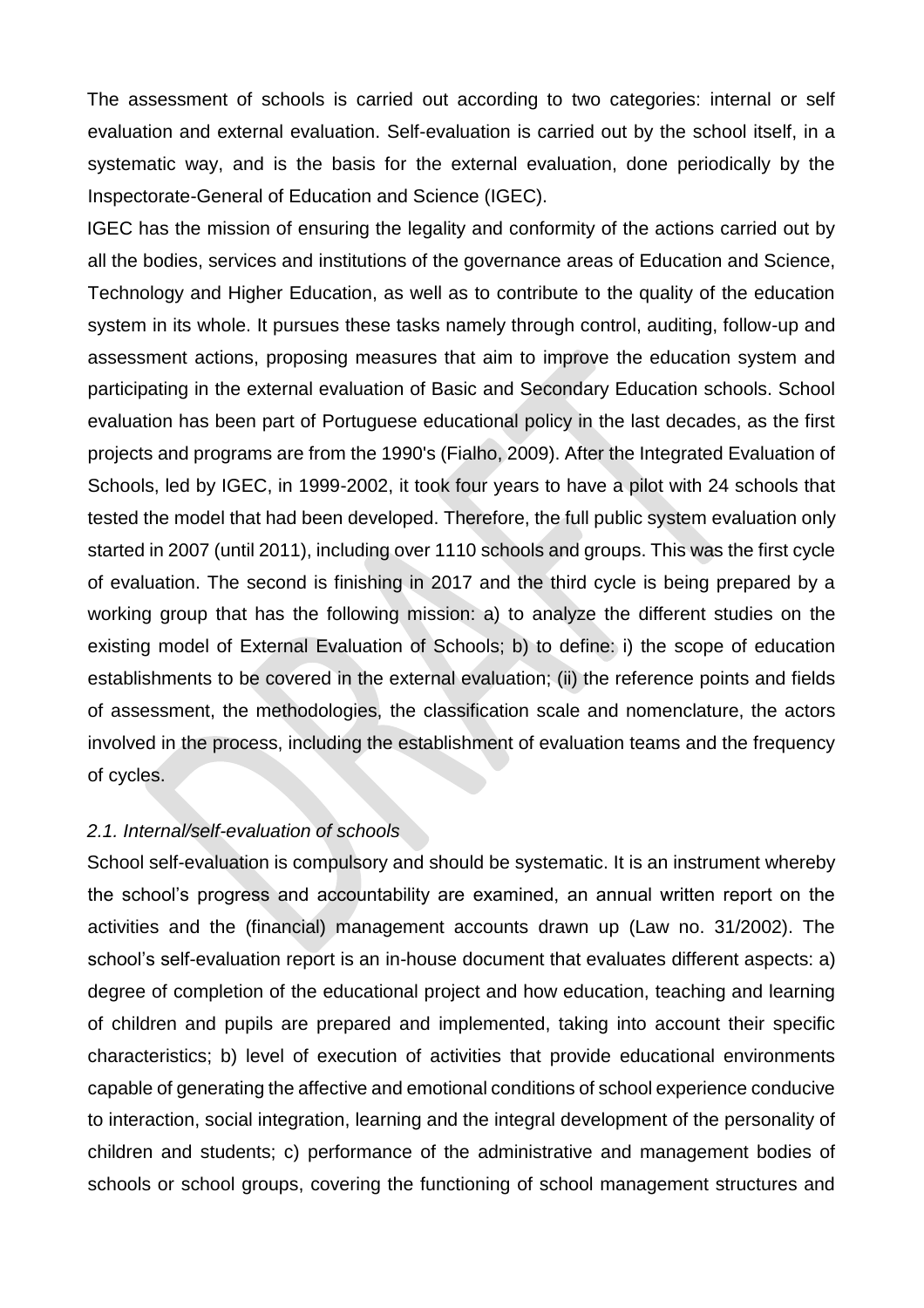The assessment of schools is carried out according to two categories: internal or self evaluation and external evaluation. Self-evaluation is carried out by the school itself, in a systematic way, and is the basis for the external evaluation, done periodically by the Inspectorate-General of Education and Science (IGEC).

IGEC has the mission of ensuring the legality and conformity of the actions carried out by all the bodies, services and institutions of the governance areas of Education and Science, Technology and Higher Education, as well as to contribute to the quality of the education system in its whole. It pursues these tasks namely through control, auditing, follow-up and assessment actions, proposing measures that aim to improve the education system and participating in the external evaluation of Basic and Secondary Education schools. School evaluation has been part of Portuguese educational policy in the last decades, as the first projects and programs are from the 1990's (Fialho, 2009). After the Integrated Evaluation of Schools, led by IGEC, in 1999-2002, it took four years to have a pilot with 24 schools that tested the model that had been developed. Therefore, the full public system evaluation only started in 2007 (until 2011), including over 1110 schools and groups. This was the first cycle of evaluation. The second is finishing in 2017 and the third cycle is being prepared by a working group that has the following mission: a) to analyze the different studies on the existing model of External Evaluation of Schools; b) to define: i) the scope of education establishments to be covered in the external evaluation; (ii) the reference points and fields of assessment, the methodologies, the classification scale and nomenclature, the actors involved in the process, including the establishment of evaluation teams and the frequency of cycles.

### *2.1. Internal/self-evaluation of schools*

School self-evaluation is compulsory and should be systematic. It is an instrument whereby the school's progress and accountability are examined, an annual written report on the activities and the (financial) management accounts drawn up (Law no. 31/2002). The school's self-evaluation report is an in-house document that evaluates different aspects: a) degree of completion of the educational project and how education, teaching and learning of children and pupils are prepared and implemented, taking into account their specific characteristics; b) level of execution of activities that provide educational environments capable of generating the affective and emotional conditions of school experience conducive to interaction, social integration, learning and the integral development of the personality of children and students; c) performance of the administrative and management bodies of schools or school groups, covering the functioning of school management structures and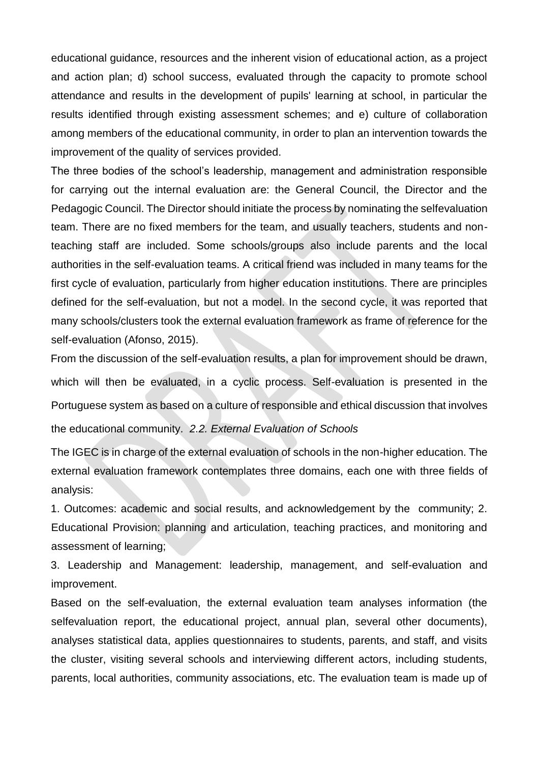educational guidance, resources and the inherent vision of educational action, as a project and action plan; d) school success, evaluated through the capacity to promote school attendance and results in the development of pupils' learning at school, in particular the results identified through existing assessment schemes; and e) culture of collaboration among members of the educational community, in order to plan an intervention towards the improvement of the quality of services provided.

The three bodies of the school's leadership, management and administration responsible for carrying out the internal evaluation are: the General Council, the Director and the Pedagogic Council. The Director should initiate the process by nominating the selfevaluation team. There are no fixed members for the team, and usually teachers, students and non-teaching staff are included. Some schools/groups also include parents and the local authorities in the self-evaluation teams. A critical friend was included in many teams for the first cycle of evaluation, particularly from higher education institutions. There are principles defined for the self-evaluation, but not a model. In the second cycle, it was reported that many schools/clusters took the external evaluation framework as frame of reference for the self-evaluation (Afonso, 2015).

From the discussion of the self-evaluation results, a plan for improvement should be drawn, which will then be evaluated, in a cyclic process. Self-evaluation is presented in the Portuguese system as based on a culture of responsible and ethical discussion that involves the educational community.

### *2.2. External Evaluation of Schools*

The IGEC is in charge of the external evaluation of schools in the non-higher education. The external evaluation framework contemplates three domains, each one with three fields of analysis:

1. Outcomes: academic and social results, and acknowledgement by the community;
2. Educational Provision: planning and articulation, teaching practices, and monitoring and assessment of learning;
3. Leadership and Management: leadership, management, and self-evaluation and improvement.

Based on the self-evaluation, the external evaluation team analyses information (the selfevaluation report, the educational project, annual plan, several other documents), analyses statistical data, applies questionnaires to students, parents, and staff, and visits the cluster, visiting several schools and interviewing different actors, including students, parents, local authorities, community associations, etc. The evaluation team is made up of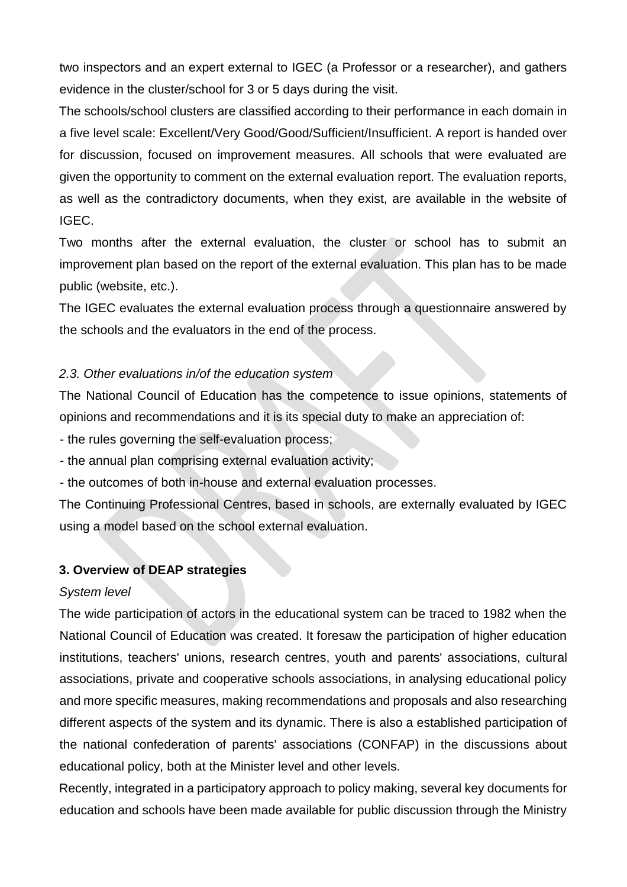two inspectors and an expert external to IGEC (a Professor or a researcher), and gathers evidence in the cluster/school for 3 or 5 days during the visit.

The schools/school clusters are classified according to their performance in each domain in a five level scale: Excellent/Very Good/Good/Sufficient/Insufficient. A report is handed over for discussion, focused on improvement measures. All schools that were evaluated are given the opportunity to comment on the external evaluation report. The evaluation reports, as well as the contradictory documents, when they exist, are available in the website of IGEC.

Two months after the external evaluation, the cluster or school has to submit an improvement plan based on the report of the external evaluation. This plan has to be made public (website, etc.).

The IGEC evaluates the external evaluation process through a questionnaire answered by the schools and the evaluators in the end of the process.

*2.3. Other evaluations in/of the education system*

The National Council of Education has the competence to issue opinions, statements of opinions and recommendations and it is its special duty to make an appreciation of:

- the rules governing the self-evaluation process;
- the annual plan comprising external evaluation activity;
- the outcomes of both in-house and external evaluation processes.

The Continuing Professional Centres, based in schools, are externally evaluated by IGEC using a model based on the school external evaluation.

**3. Overview of DEAP strategies**

*System level*

The wide participation of actors in the educational system can be traced to 1982 when the National Council of Education was created. It foresaw the participation of higher education institutions, teachers' unions, research centres, youth and parents' associations, cultural associations, private and cooperative schools associations, in analysing educational policy and more specific measures, making recommendations and proposals and also researching different aspects of the system and its dynamic. There is also a established participation of the national confederation of parents' associations (CONFAP) in the discussions about educational policy, both at the Minister level and other levels.

Recently, integrated in a participatory approach to policy making, several key documents for education and schools have been made available for public discussion through the Ministry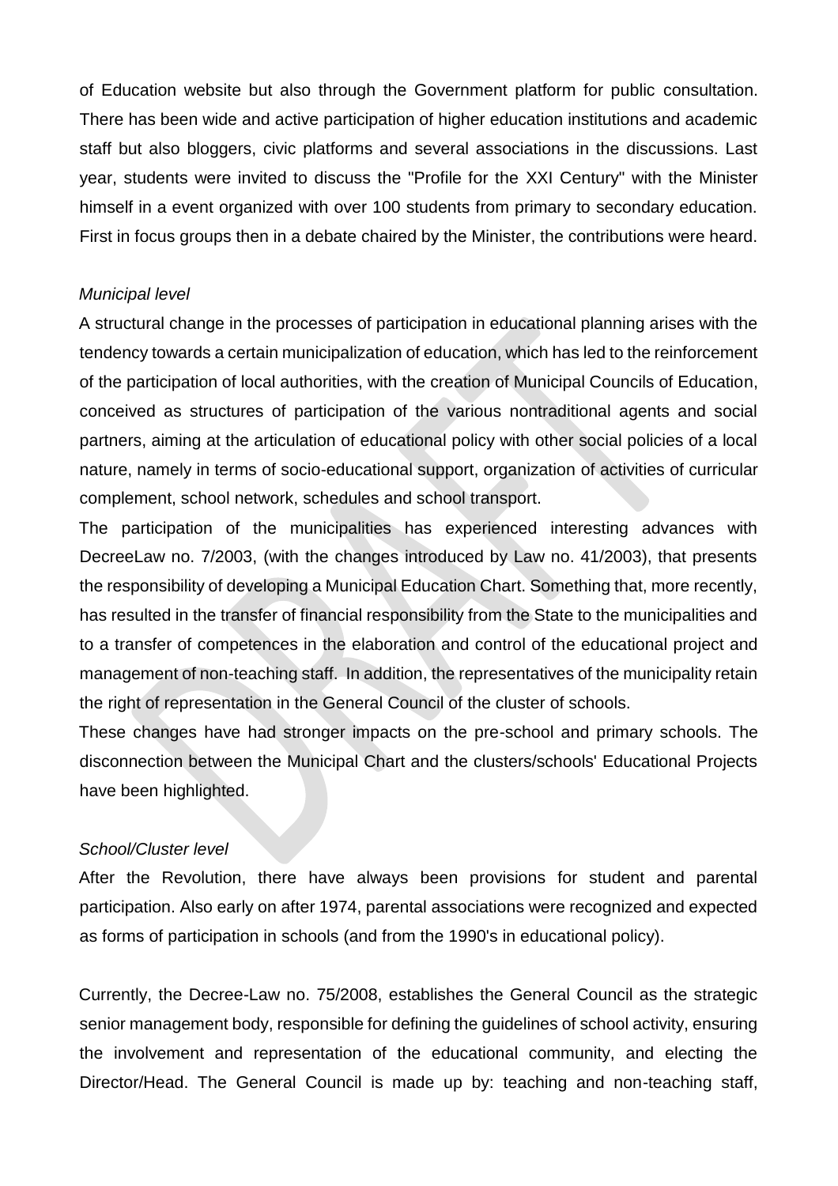of Education website but also through the Government platform for public consultation. There has been wide and active participation of higher education institutions and academic staff but also bloggers, civic platforms and several associations in the discussions. Last year, students were invited to discuss the "Profile for the XXI Century" with the Minister himself in a event organized with over 100 students from primary to secondary education. First in focus groups then in a debate chaired by the Minister, the contributions were heard.

*Municipal level*

A structural change in the processes of participation in educational planning arises with the tendency towards a certain municipalization of education, which has led to the reinforcement of the participation of local authorities, with the creation of Municipal Councils of Education, conceived as structures of participation of the various nontraditional agents and social partners, aiming at the articulation of educational policy with other social policies of a local nature, namely in terms of socio-educational support, organization of activities of curricular complement, school network, schedules and school transport.

The participation of the municipalities has experienced interesting advances with DecreeLaw no. 7/2003, (with the changes introduced by Law no. 41/2003), that presents the responsibility of developing a Municipal Education Chart. Something that, more recently, has resulted in the transfer of financial responsibility from the State to the municipalities and to a transfer of competences in the elaboration and control of the educational project and management of non-teaching staff. In addition, the representatives of the municipality retain the right of representation in the General Council of the cluster of schools.

These changes have had stronger impacts on the pre-school and primary schools. The disconnection between the Municipal Chart and the clusters/schools' Educational Projects have been highlighted.

*School/Cluster level*

After the Revolution, there have always been provisions for student and parental participation. Also early on after 1974, parental associations were recognized and expected as forms of participation in schools (and from the 1990's in educational policy).

Currently, the Decree-Law no. 75/2008, establishes the General Council as the strategic senior management body, responsible for defining the guidelines of school activity, ensuring the involvement and representation of the educational community, and electing the Director/Head. The General Council is made up by: teaching and non-teaching staff,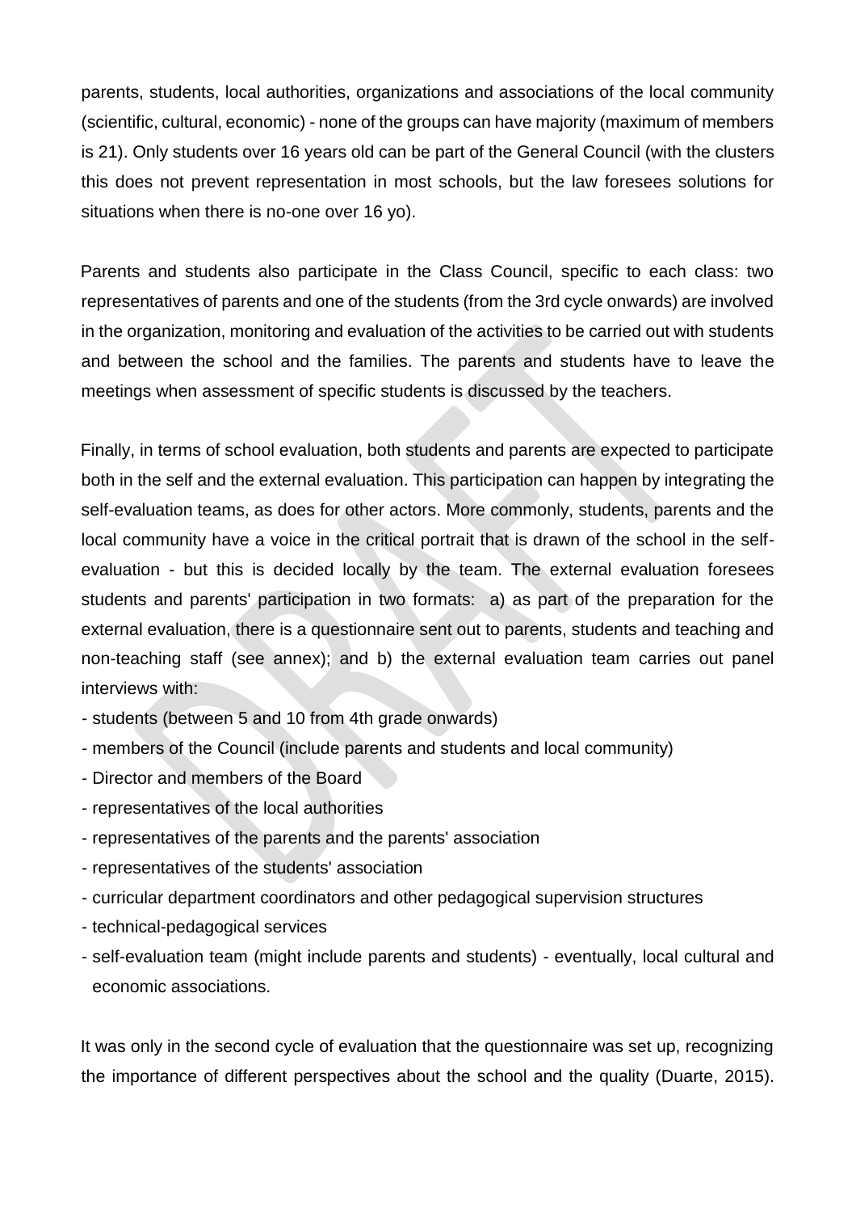parents, students, local authorities, organizations and associations of the local community (scientific, cultural, economic) - none of the groups can have majority (maximum of members is 21). Only students over 16 years old can be part of the General Council (with the clusters this does not prevent representation in most schools, but the law foresees solutions for situations when there is no-one over 16 yo).

Parents and students also participate in the Class Council, specific to each class: two representatives of parents and one of the students (from the 3rd cycle onwards) are involved in the organization, monitoring and evaluation of the activities to be carried out with students and between the school and the families. The parents and students have to leave the meetings when assessment of specific students is discussed by the teachers.

Finally, in terms of school evaluation, both students and parents are expected to participate both in the self and the external evaluation. This participation can happen by integrating the self-evaluation teams, as does for other actors. More commonly, students, parents and the local community have a voice in the critical portrait that is drawn of the school in the self-evaluation - but this is decided locally by the team. The external evaluation foresees students and parents' participation in two formats: a) as part of the preparation for the external evaluation, there is a questionnaire sent out to parents, students and teaching and non-teaching staff (see annex); and b) the external evaluation team carries out panel interviews with:

- students (between 5 and 10 from 4th grade onwards)
- members of the Council (include parents and students and local community)
- Director and members of the Board
- representatives of the local authorities
- representatives of the parents and the parents' association
- representatives of the students' association
- curricular department coordinators and other pedagogical supervision structures
- technical-pedagogical services
- self-evaluation team (might include parents and students) - eventually, local cultural and economic associations.

It was only in the second cycle of evaluation that the questionnaire was set up, recognizing the importance of different perspectives about the school and the quality (Duarte, 2015).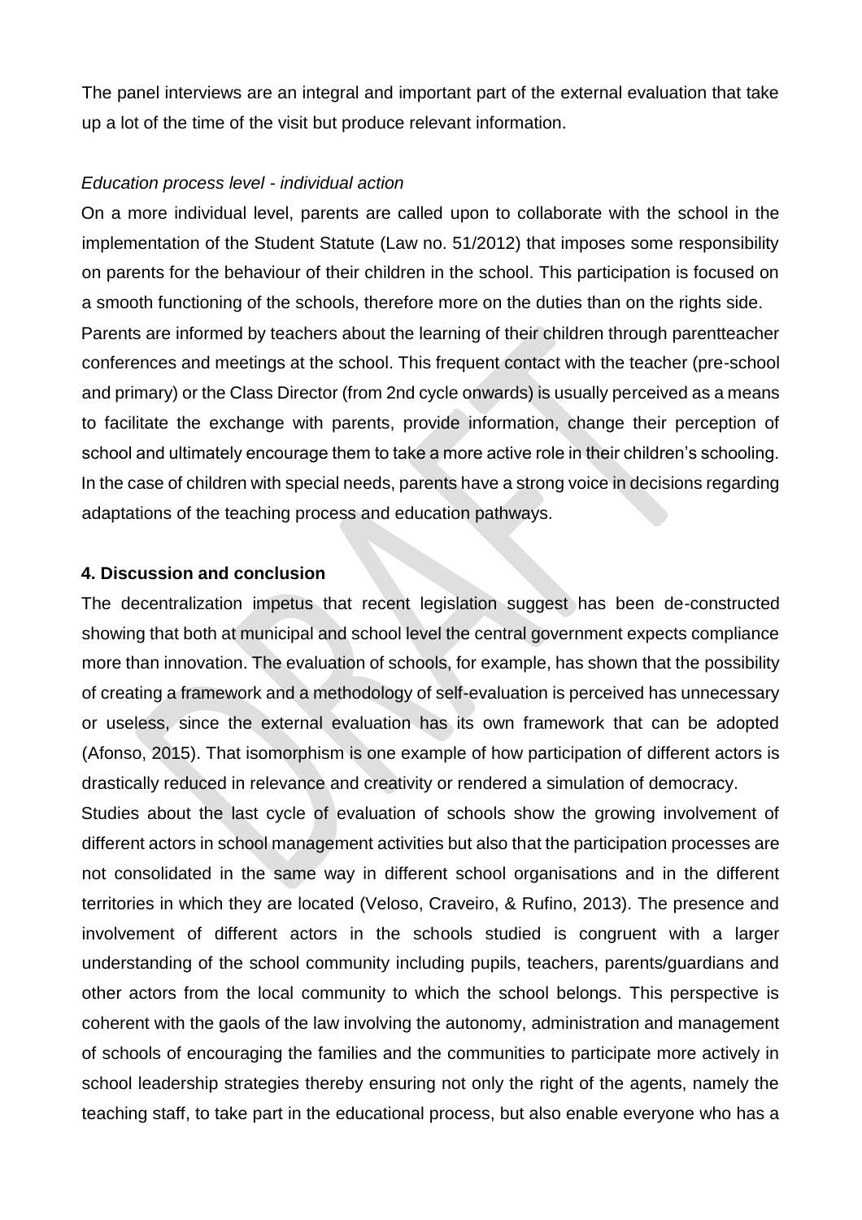The panel interviews are an integral and important part of the external evaluation that take up a lot of the time of the visit but produce relevant information.

*Education process level - individual action*

On a more individual level, parents are called upon to collaborate with the school in the implementation of the Student Statute (Law no. 51/2012) that imposes some responsibility on parents for the behaviour of their children in the school. This participation is focused on a smooth functioning of the schools, therefore more on the duties than on the rights side.

Parents are informed by teachers about the learning of their children through parentteacher conferences and meetings at the school. This frequent contact with the teacher (pre-school and primary) or the Class Director (from 2nd cycle onwards) is usually perceived as a means to facilitate the exchange with parents, provide information, change their perception of school and ultimately encourage them to take a more active role in their children's schooling. In the case of children with special needs, parents have a strong voice in decisions regarding adaptations of the teaching process and education pathways.

## 4. Discussion and conclusion

The decentralization impetus that recent legislation suggest has been de-constructed showing that both at municipal and school level the central government expects compliance more than innovation. The evaluation of schools, for example, has shown that the possibility of creating a framework and a methodology of self-evaluation is perceived has unnecessary or useless, since the external evaluation has its own framework that can be adopted (Afonso, 2015). That isomorphism is one example of how participation of different actors is drastically reduced in relevance and creativity or rendered a simulation of democracy.

Studies about the last cycle of evaluation of schools show the growing involvement of different actors in school management activities but also that the participation processes are not consolidated in the same way in different school organisations and in the different territories in which they are located (Veloso, Craveiro, & Rufino, 2013). The presence and involvement of different actors in the schools studied is congruent with a larger understanding of the school community including pupils, teachers, parents/guardians and other actors from the local community to which the school belongs. This perspective is coherent with the gaols of the law involving the autonomy, administration and management of schools of encouraging the families and the communities to participate more actively in school leadership strategies thereby ensuring not only the right of the agents, namely the teaching staff, to take part in the educational process, but also enable everyone who has a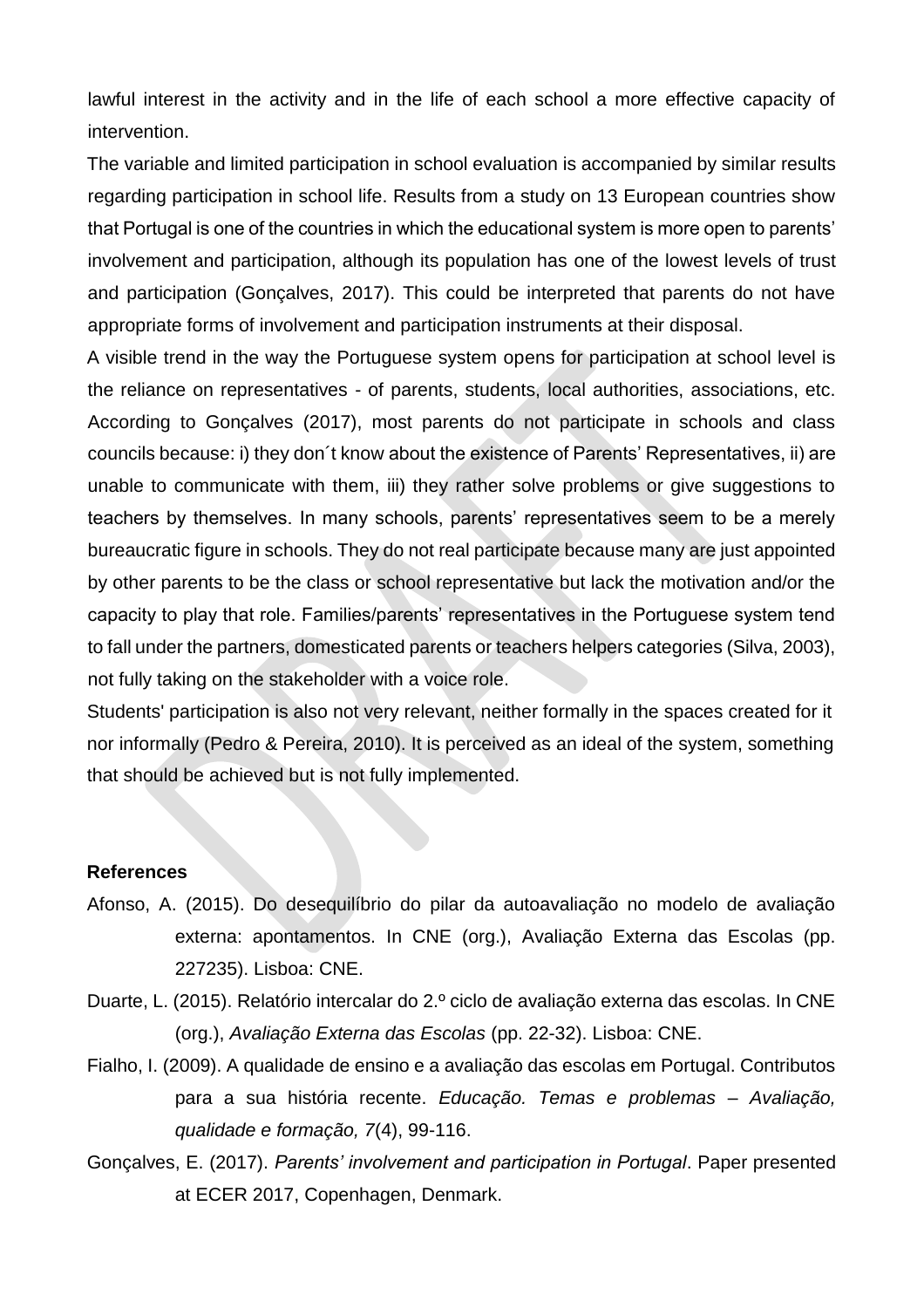lawful interest in the activity and in the life of each school a more effective capacity of intervention.

The variable and limited participation in school evaluation is accompanied by similar results regarding participation in school life. Results from a study on 13 European countries show that Portugal is one of the countries in which the educational system is more open to parents' involvement and participation, although its population has one of the lowest levels of trust and participation (Gonçalves, 2017). This could be interpreted that parents do not have appropriate forms of involvement and participation instruments at their disposal.

A visible trend in the way the Portuguese system opens for participation at school level is the reliance on representatives - of parents, students, local authorities, associations, etc. According to Gonçalves (2017), most parents do not participate in schools and class councils because: i) they don´t know about the existence of Parents' Representatives, ii) are unable to communicate with them, iii) they rather solve problems or give suggestions to teachers by themselves. In many schools, parents' representatives seem to be a merely bureaucratic figure in schools. They do not real participate because many are just appointed by other parents to be the class or school representative but lack the motivation and/or the capacity to play that role. Families/parents' representatives in the Portuguese system tend to fall under the partners, domesticated parents or teachers helpers categories (Silva, 2003), not fully taking on the stakeholder with a voice role.

Students' participation is also not very relevant, neither formally in the spaces created for it nor informally (Pedro & Pereira, 2010). It is perceived as an ideal of the system, something that should be achieved but is not fully implemented.

**References**

Afonso, A. (2015). Do desequilíbrio do pilar da autoavaliação no modelo de avaliação externa: apontamentos. In CNE (org.), Avaliação Externa das Escolas (pp. 227235). Lisboa: CNE.

Duarte, L. (2015). Relatório intercalar do 2.º ciclo de avaliação externa das escolas. In CNE (org.), *Avaliação Externa das Escolas* (pp. 22-32). Lisboa: CNE.

Fialho, I. (2009). A qualidade de ensino e a avaliação das escolas em Portugal. Contributos para a sua história recente. *Educação. Temas e problemas – Avaliação, qualidade e formação, 7*(4), 99-116.

Gonçalves, E. (2017). *Parents' involvement and participation in Portugal*. Paper presented at ECER 2017, Copenhagen, Denmark.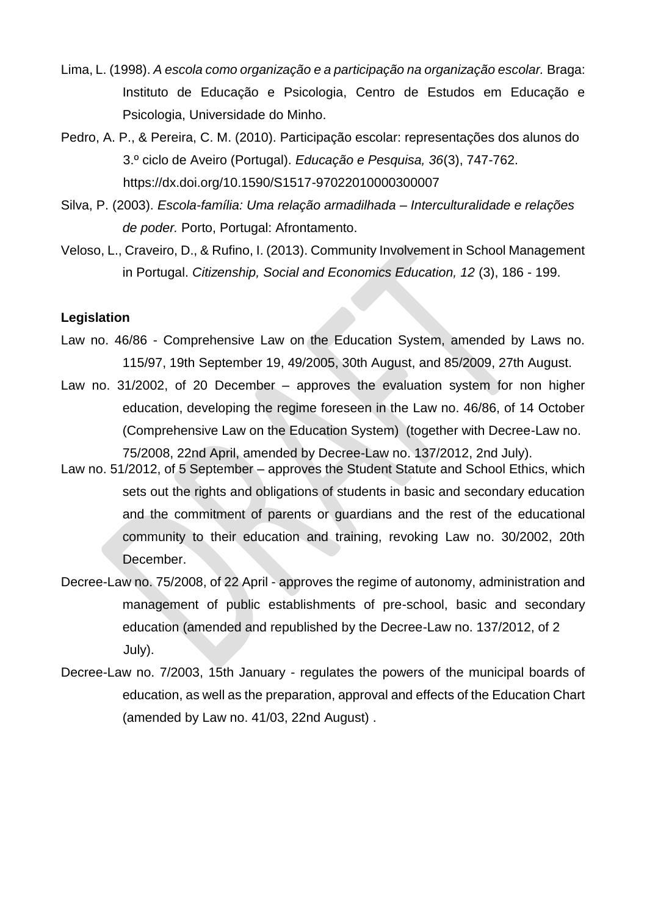Lima, L. (1998). *A escola como organização e a participação na organização escolar.* Braga: Instituto de Educação e Psicologia, Centro de Estudos em Educação e Psicologia, Universidade do Minho.

Pedro, A. P., & Pereira, C. M. (2010). Participação escolar: representações dos alunos do 3.º ciclo de Aveiro (Portugal). *Educação e Pesquisa, 36*(3), 747-762. https://dx.doi.org/10.1590/S1517-97022010000300007

Silva, P. (2003). *Escola-família: Uma relação armadilhada – Interculturalidade e relações de poder.* Porto, Portugal: Afrontamento.

Veloso, L., Craveiro, D., & Rufino, I. (2013). Community Involvement in School Management in Portugal. *Citizenship, Social and Economics Education, 12* (3), 186 - 199.

**Legislation**

Law no. 46/86 - Comprehensive Law on the Education System, amended by Laws no. 115/97, 19th September 19, 49/2005, 30th August, and 85/2009, 27th August.

Law no. 31/2002, of 20 December – approves the evaluation system for non higher education, developing the regime foreseen in the Law no. 46/86, of 14 October (Comprehensive Law on the Education System) (together with Decree-Law no. 75/2008, 22nd April, amended by Decree-Law no. 137/2012, 2nd July).

Law no. 51/2012, of 5 September – approves the Student Statute and School Ethics, which sets out the rights and obligations of students in basic and secondary education and the commitment of parents or guardians and the rest of the educational community to their education and training, revoking Law no. 30/2002, 20th December.

Decree-Law no. 75/2008, of 22 April - approves the regime of autonomy, administration and management of public establishments of pre-school, basic and secondary education (amended and republished by the Decree-Law no. 137/2012, of 2 July).

Decree-Law no. 7/2003, 15th January - regulates the powers of the municipal boards of education, as well as the preparation, approval and effects of the Education Chart (amended by Law no. 41/03, 22nd August) .